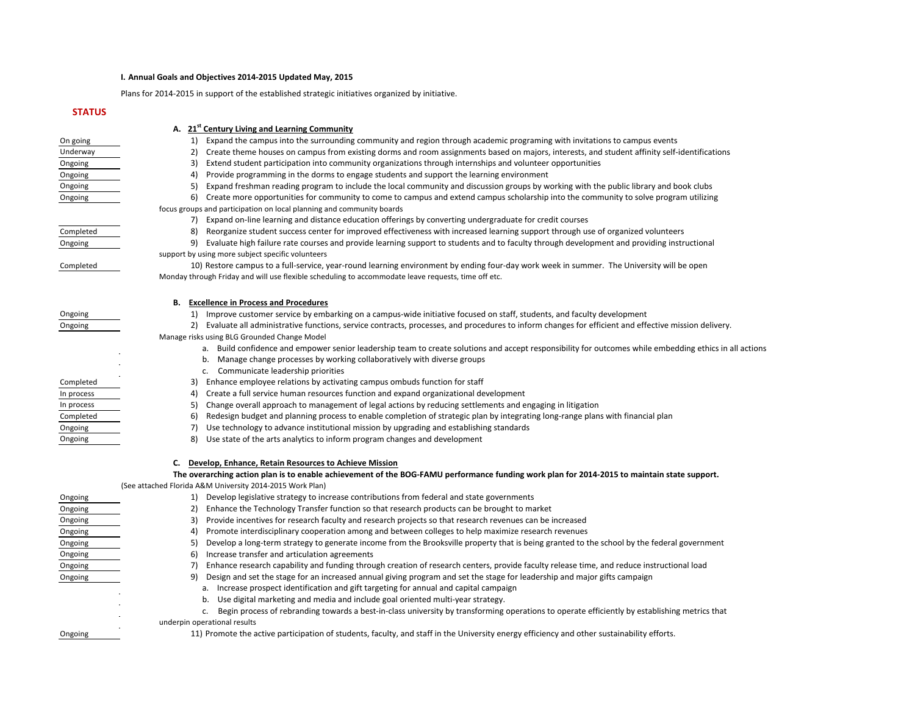**I. Annual Goals and Objectives 2014-2015 Updated May, 2015**

Plans for 2014-2015 in support of the established strategic initiatives organized by initiative.

**STATUS**

### A. 21st Century Living and Learning Community

| Status | Item |
|---|---|
| On going | 1) Expand the campus into the surrounding community and region through academic programing with invitations to campus events |
| Underway | 2) Create theme houses on campus from existing dorms and room assignments based on majors, interests, and student affinity self-identifications |
| Ongoing | 3) Extend student participation into community organizations through internships and volunteer opportunities |
| Ongoing | 4) Provide programming in the dorms to engage students and support the learning environment |
| Ongoing | 5) Expand freshman reading program to include the local community and discussion groups by working with the public library and book clubs |
| Ongoing | 6) Create more opportunities for community to come to campus and extend campus scholarship into the community to solve program utilizing focus groups and participation on local planning and community boards |
| | 7) Expand on-line learning and distance education offerings by converting undergraduate for credit courses |
| Completed | 8) Reorganize student success center for improved effectiveness with increased learning support through use of organized volunteers |
| Ongoing | 9) Evaluate high failure rate courses and provide learning support to students and to faculty through development and providing instructional support by using more subject specific volunteers |
| Completed | 10) Restore campus to a full-service, year-round learning environment by ending four-day work week in summer. The University will be open Monday through Friday and will use flexible scheduling to accommodate leave requests, time off etc. |

### B. Excellence in Process and Procedures

| Status | Item |
|---|---|
| Ongoing | 1) Improve customer service by embarking on a campus-wide initiative focused on staff, students, and faculty development |
| Ongoing | 2) Evaluate all administrative functions, service contracts, processes, and procedures to inform changes for efficient and effective mission delivery. Manage risks using BLG Grounded Change Model |
| | a. Build confidence and empower senior leadership team to create solutions and accept responsibility for outcomes while embedding ethics in all actions |
| | b. Manage change processes by working collaboratively with diverse groups |
| | c. Communicate leadership priorities |
| Completed | 3) Enhance employee relations by activating campus ombuds function for staff |
| In process | 4) Create a full service human resources function and expand organizational development |
| In process | 5) Change overall approach to management of legal actions by reducing settlements and engaging in litigation |
| Completed | 6) Redesign budget and planning process to enable completion of strategic plan by integrating long-range plans with financial plan |
| Ongoing | 7) Use technology to advance institutional mission by upgrading and establishing standards |
| Ongoing | 8) Use state of the arts analytics to inform program changes and development |

### C. Develop, Enhance, Retain Resources to Achieve Mission

**The overarching action plan is to enable achievement of the BOG-FAMU performance funding work plan for 2014-2015 to maintain state support.**

(See attached Florida A&M University 2014-2015 Work Plan)

| Status | Item |
|---|---|
| Ongoing | 1) Develop legislative strategy to increase contributions from federal and state governments |
| Ongoing | 2) Enhance the Technology Transfer function so that research products can be brought to market |
| Ongoing | 3) Provide incentives for research faculty and research projects so that research revenues can be increased |
| Ongoing | 4) Promote interdisciplinary cooperation among and between colleges to help maximize research revenues |
| Ongoing | 5) Develop a long-term strategy to generate income from the Brooksville property that is being granted to the school by the federal government |
| Ongoing | 6) Increase transfer and articulation agreements |
| Ongoing | 7) Enhance research capability and funding through creation of research centers, provide faculty release time, and reduce instructional load |
| Ongoing | 9) Design and set the stage for an increased annual giving program and set the stage for leadership and major gifts campaign |
| | a. Increase prospect identification and gift targeting for annual and capital campaign |
| | b. Use digital marketing and media and include goal oriented multi-year strategy. |
| | c. Begin process of rebranding towards a best-in-class university by transforming operations to operate efficiently by establishing metrics that underpin operational results |
| Ongoing | 11) Promote the active participation of students, faculty, and staff in the University energy efficiency and other sustainability efforts. |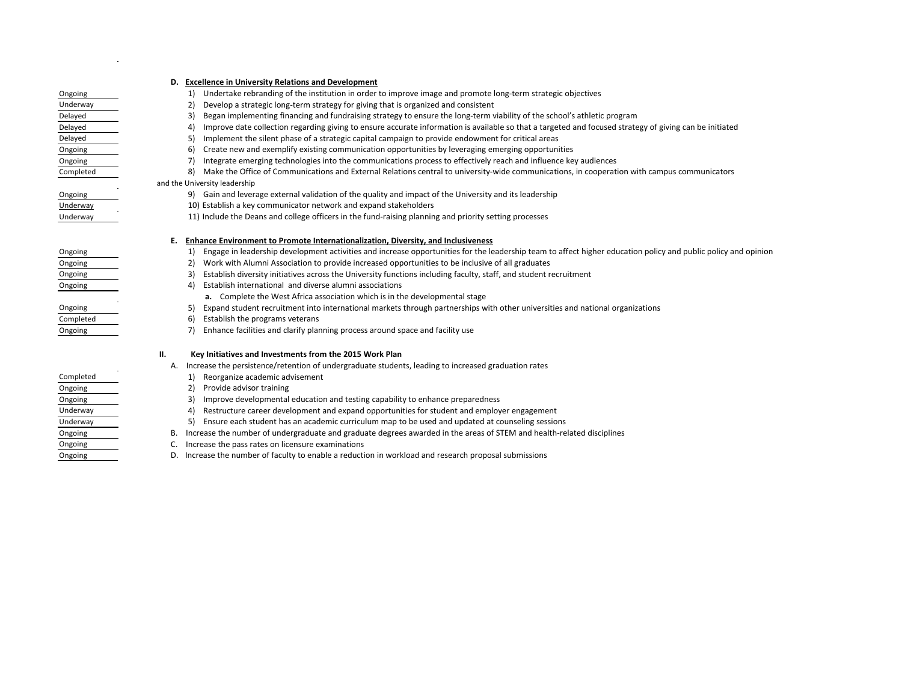| Status | Item |
| --- | --- |
| | **D. Excellence in University Relations and Development** |
| Ongoing | 1) Undertake rebranding of the institution in order to improve image and promote long-term strategic objectives |
| Underway | 2) Develop a strategic long-term strategy for giving that is organized and consistent |
| Delayed | 3) Began implementing financing and fundraising strategy to ensure the long-term viability of the school's athletic program |
| Delayed | 4) Improve date collection regarding giving to ensure accurate information is available so that a targeted and focused strategy of giving can be initiated |
| Delayed | 5) Implement the silent phase of a strategic capital campaign to provide endowment for critical areas |
| Ongoing | 6) Create new and exemplify existing communication opportunities by leveraging emerging opportunities |
| Ongoing | 7) Integrate emerging technologies into the communications process to effectively reach and influence key audiences |
| Completed | 8) Make the Office of Communications and External Relations central to university-wide communications, in cooperation with campus communicators and the University leadership |
| Ongoing | 9) Gain and leverage external validation of the quality and impact of the University and its leadership |
| Underway | 10) Establish a key communicator network and expand stakeholders |
| Underway | 11) Include the Deans and college officers in the fund-raising planning and priority setting processes |
| | **E. Enhance Environment to Promote Internationalization, Diversity, and Inclusiveness** |
| Ongoing | 1) Engage in leadership development activities and increase opportunities for the leadership team to affect higher education policy and public policy and opinion |
| Ongoing | 2) Work with Alumni Association to provide increased opportunities to be inclusive of all graduates |
| Ongoing | 3) Establish diversity initiatives across the University functions including faculty, staff, and student recruitment |
| Ongoing | 4) Establish international and diverse alumni associations |
| | **a.** Complete the West Africa association which is in the developmental stage |
| Ongoing | 5) Expand student recruitment into international markets through partnerships with other universities and national organizations |
| Completed | 6) Establish the programs veterans |
| Ongoing | 7) Enhance facilities and clarify planning process around space and facility use |
| | **II. Key Initiatives and Investments from the 2015 Work Plan** |
| | A. Increase the persistence/retention of undergraduate students, leading to increased graduation rates |
| Completed | 1) Reorganize academic advisement |
| Ongoing | 2) Provide advisor training |
| Ongoing | 3) Improve developmental education and testing capability to enhance preparedness |
| Underway | 4) Restructure career development and expand opportunities for student and employer engagement |
| Underway | 5) Ensure each student has an academic curriculum map to be used and updated at counseling sessions |
| Ongoing | B. Increase the number of undergraduate and graduate degrees awarded in the areas of STEM and health-related disciplines |
| Ongoing | C. Increase the pass rates on licensure examinations |
| Ongoing | D. Increase the number of faculty to enable a reduction in workload and research proposal submissions |